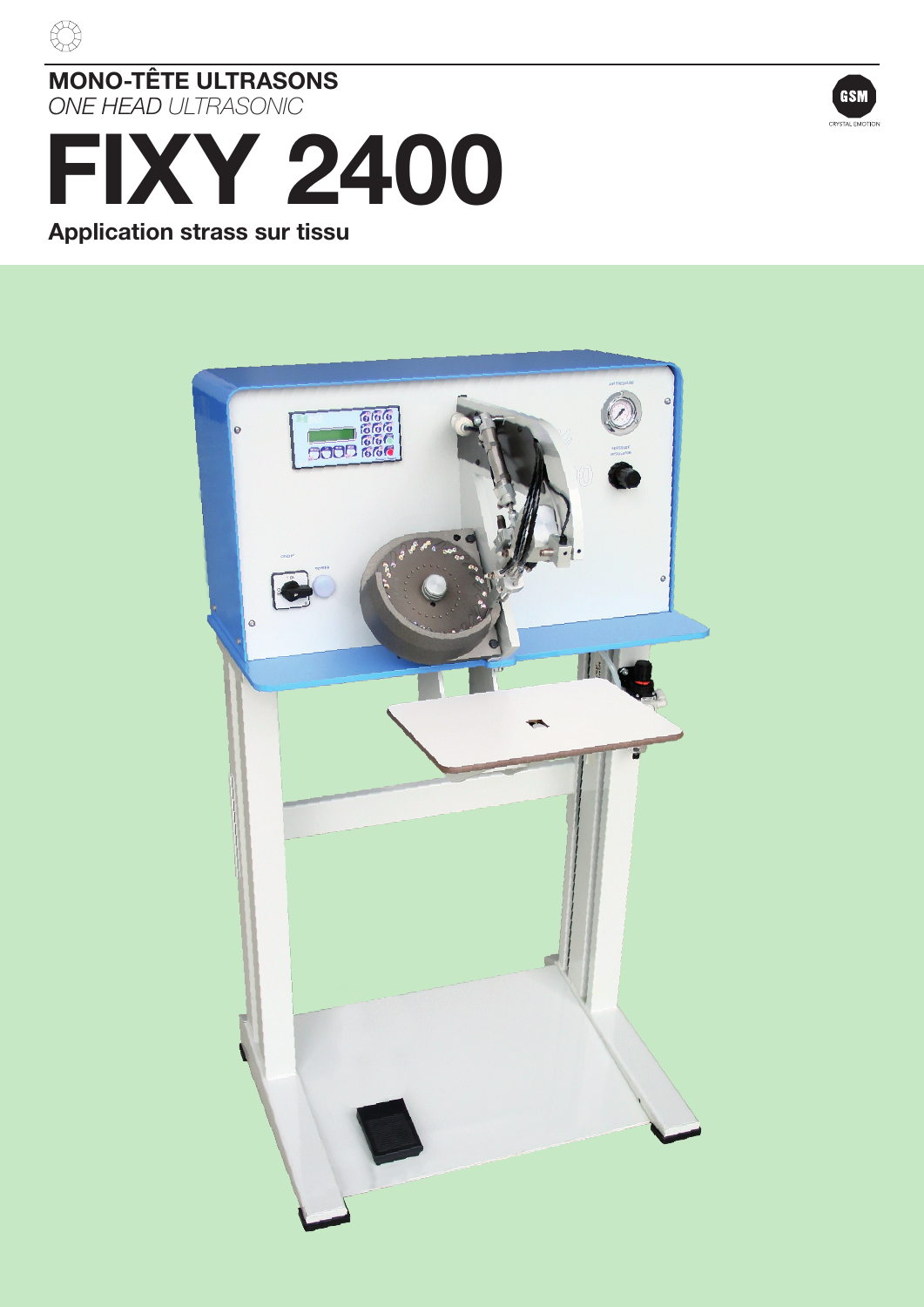**MONO-TÊTE ULTRASONS**
*ONE HEAD ULTRASONIC*

# FIXY 2400

**Application strass sur tissu**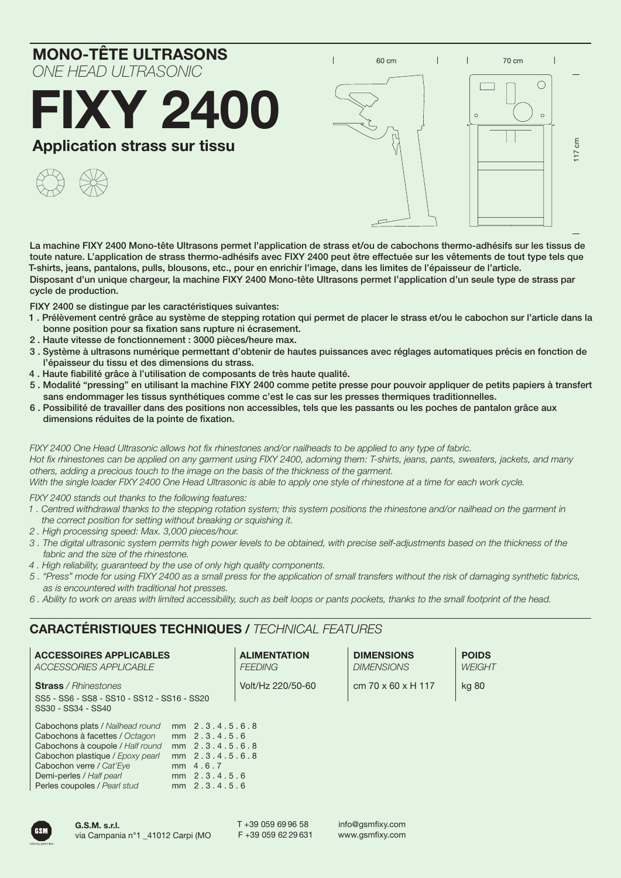# MONO-TÊTE ULTRASONS

*ONE HEAD ULTRASONIC*

# FIXY 2400

## Application strass sur tissu

60 cm

70 cm

117 cm

La machine FIXY 2400 Mono-tête Ultrasons permet l'application de strass et/ou de cabochons thermo-adhésifs sur les tissus de toute nature. L'application de strass thermo-adhésifs avec FIXY 2400 peut être effectuée sur les vêtements de tout type tels que T-shirts, jeans, pantalons, pulls, blousons, etc., pour en enrichir l'image, dans les limites de l'épaisseur de l'article.
Disposant d'un unique chargeur, la machine FIXY 2400 Mono-tête Ultrasons permet l'application d'un seule type de strass par cycle de production.

FIXY 2400 se distingue par les caractéristiques suivantes:

1 . Prélèvement centré grâce au système de stepping rotation qui permet de placer le strass et/ou le cabochon sur l'article dans la bonne position pour sa fixation sans rupture ni écrasement.
2 . Haute vitesse de fonctionnement : 3000 pièces/heure max.
3 . Système à ultrasons numérique permettant d'obtenir de hautes puissances avec réglages automatiques précis en fonction de l'épaisseur du tissu et des dimensions du strass.
4 . Haute fiabilité grâce à l'utilisation de composants de très haute qualité.
5 . Modalité "pressing" en utilisant la machine FIXY 2400 comme petite presse pour pouvoir appliquer de petits papiers à transfert sans endommager les tissus synthétiques comme c'est le cas sur les presses thermiques traditionnelles.
6 . Possibilité de travailler dans des positions non accessibles, tels que les passants ou les poches de pantalon grâce aux dimensions réduites de la pointe de fixation.

*FIXY 2400 One Head Ultrasonic allows hot fix rhinestones and/or nailheads to be applied to any type of fabric.*
*Hot fix rhinestones can be applied on any garment using FIXY 2400, adorning them: T-shirts, jeans, pants, sweaters, jackets, and many others, adding a precious touch to the image on the basis of the thickness of the garment.*
*With the single loader FIXY 2400 One Head Ultrasonic is able to apply one style of rhinestone at a time for each work cycle.*

*FIXY 2400 stands out thanks to the following features:*

*1 . Centred withdrawal thanks to the stepping rotation system; this system positions the rhinestone and/or nailhead on the garment in the correct position for setting without breaking or squishing it.*
*2 . High processing speed: Max. 3,000 pieces/hour.*
*3 . The digital ultrasonic system permits high power levels to be obtained, with precise self-adjustments based on the thickness of the fabric and the size of the rhinestone.*
*4 . High reliability, guaranteed by the use of only high quality components.*
*5 . "Press" mode for using FIXY 2400 as a small press for the application of small transfers without the risk of damaging synthetic fabrics, as is encountered with traditional hot presses.*
*6 . Ability to work on areas with limited accessibility, such as belt loops or pants pockets, thanks to the small footprint of the head.*

## CARACTÉRISTIQUES TECHNIQUES / *TECHNICAL FEATURES*

| **ACCESSOIRES APPLICABLES** *ACCESSORIES APPLICABLE* | **ALIMENTATION** *FEEDING* | **DIMENSIONS** *DIMENSIONS* | **POIDS** *WEIGHT* |
|---|---|---|---|
| **Strass** / *Rhinestones* SS5 - SS6 - SS8 - SS10 - SS12 - SS16 - SS20 SS30 - SS34 - SS40 | Volt/Hz 220/50-60 | cm 70 x 60 x H 117 | kg 80 |

| | |
|---|---|
| Cabochons plats / *Nailhead round* | mm 2 . 3 . 4 . 5 . 6 . 8 |
| Cabochons à facettes / *Octagon* | mm 2 . 3 . 4 . 5 . 6 |
| Cabochons à coupole / *Half round* | mm 2 . 3 . 4 . 5 . 6 . 8 |
| Cabochon plastique / *Epoxy pearl* | mm 2 . 3 . 4 . 5 . 6 . 8 |
| Cabochon verre / *Cat'Eye* | mm 4 . 6 . 7 |
| Demi-perles / *Half pearl* | mm 2 . 3 . 4 . 5 . 6 |
| Perles coupoles / *Pearl stud* | mm 2 . 3 . 4 . 5 . 6 |

**G.S.M. s.r.l.**
via Campania n°1 _41012 Carpi (MO

T +39 059 69 96 58
F +39 059 62 29 631

info@gsmfixy.com
www.gsmfixy.com